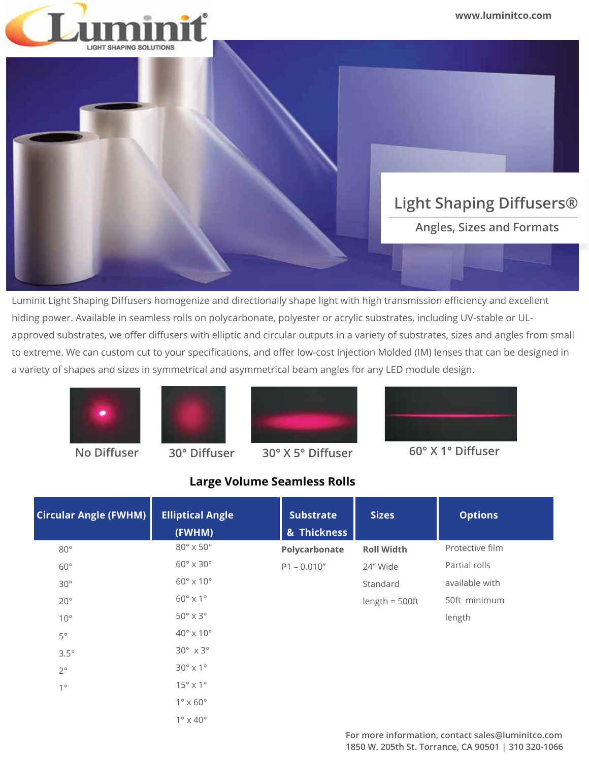www.luminitco.com

Luminit
LIGHT SHAPING SOLUTIONS

# Light Shaping Diffusers®

## Angles, Sizes and Formats

Luminit Light Shaping Diffusers homogenize and directionally shape light with high transmission efficiency and excellent hiding power. Available in seamless rolls on polycarbonate, polyester or acrylic substrates, including UV-stable or UL-approved substrates, we offer diffusers with elliptic and circular outputs in a variety of substrates, sizes and angles from small to extreme. We can custom cut to your specifications, and offer low-cost Injection Molded (IM) lenses that can be designed in a variety of shapes and sizes in symmetrical and asymmetrical beam angles for any LED module design.

No Diffuser | 30° Diffuser | 30° X 5° Diffuser | 60° X 1° Diffuser

### Large Volume Seamless Rolls

| Circular Angle (FWHM) | Elliptical Angle (FWHM) | Substrate & Thickness | Sizes | Options |
|---|---|---|---|---|
| 80° | 80° x 50° | **Polycarbonate** | **Roll Width** | Protective film |
| 60° | 60° x 30° | P1 – 0.010" | 24" Wide | Partial rolls |
| 30° | 60° x 10° | | Standard | available with |
| 20° | 60° x 1° | | length = 500ft | 50ft minimum |
| 10° | 50° x 3° | | | length |
| 5° | 40° x 10° | | | |
| 3.5° | 30° x 3° | | | |
| 2° | 30° x 1° | | | |
| 1° | 15° x 1° | | | |
| | 1° x 60° | | | |
| | 1° x 40° | | | |

For more information, contact sales@luminitco.com
1850 W. 205th St. Torrance, CA 90501 | 310 320-1066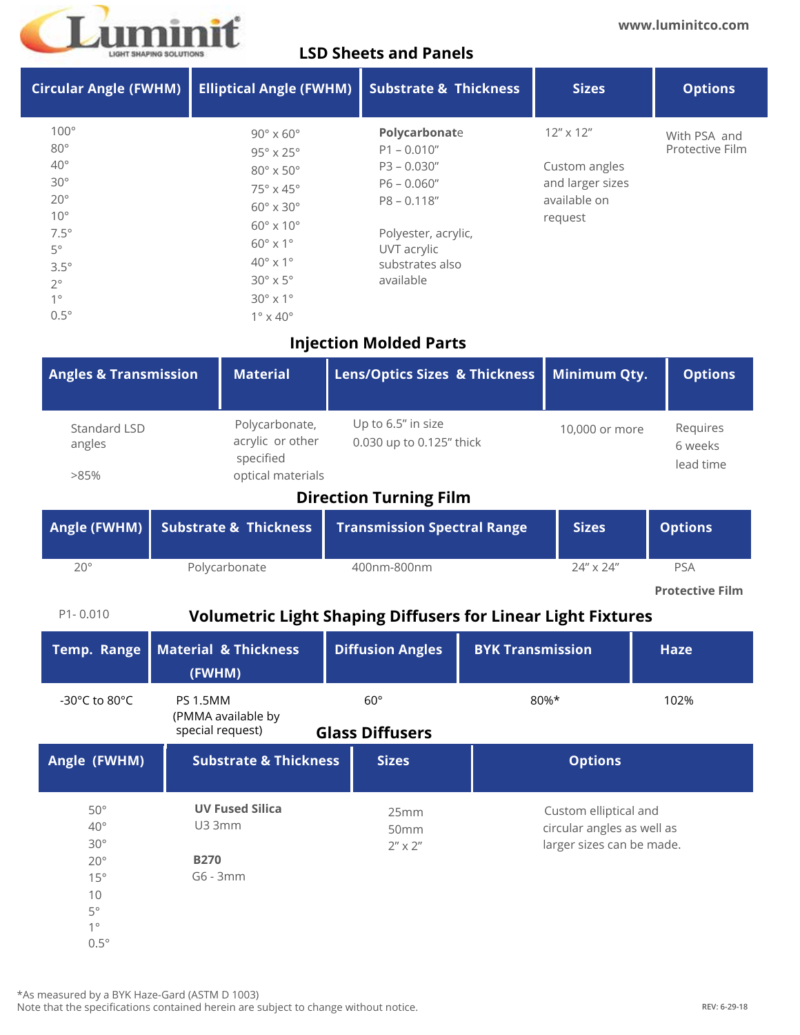www.luminitco.com

## LSD Sheets and Panels

| Circular Angle (FWHM) | Elliptical Angle (FWHM) | Substrate & Thickness | Sizes | Options |
|---|---|---|---|---|
| 100°<br>80°<br>40°<br>30°<br>20°<br>10°<br>7.5°<br>5°<br>3.5°<br>2°<br>1°<br>0.5° | 90° x 60°<br>95° x 25°<br>80° x 50°<br>75° x 45°<br>60° x 30°<br>60° x 10°<br>60° x 1°<br>40° x 1°<br>30° x 5°<br>30° x 1°<br>1° x 40° | **Polycarbonate**<br>P1 – 0.010"<br>P3 – 0.030"<br>P6 – 0.060"<br>P8 – 0.118"<br><br>Polyester, acrylic, UVT acrylic substrates also available | 12" x 12"<br><br>Custom angles and larger sizes available on request | With PSA and Protective Film |

## Injection Molded Parts

| Angles & Transmission | Material | Lens/Optics Sizes & Thickness | Minimum Qty. | Options |
|---|---|---|---|---|
| Standard LSD angles<br><br>>85% | Polycarbonate, acrylic or other specified optical materials | Up to 6.5" in size<br>0.030 up to 0.125" thick | 10,000 or more | Requires 6 weeks lead time |

## Direction Turning Film

| Angle (FWHM) | Substrate & Thickness | Transmission Spectral Range | Sizes | Options |
|---|---|---|---|---|
| 20° | Polycarbonate | 400nm-800nm | 24" x 24" | PSA<br>**Protective Film** |
| P1- 0.010 | | | | |

## Volumetric Light Shaping Diffusers for Linear Light Fixtures

| Temp. Range | Material & Thickness (FWHM) | Diffusion Angles | BYK Transmission | Haze |
|---|---|---|---|---|
| -30°C to 80°C | PS 1.5MM<br>(PMMA available by special request) | 60° | 80%* | 102% |

## Glass Diffusers

| Angle (FWHM) | Substrate & Thickness | Sizes | Options |
|---|---|---|---|
| 50°<br>40°<br>30°<br>20°<br>15°<br>10<br>5°<br>1°<br>0.5° | **UV Fused Silica**<br>U3 3mm<br><br>**B270**<br>G6 - 3mm | 25mm<br>50mm<br>2" x 2" | Custom elliptical and circular angles as well as larger sizes can be made. |

*As measured by a BYK Haze-Gard (ASTM D 1003)
Note that the specifications contained herein are subject to change without notice.

REV: 6-29-18